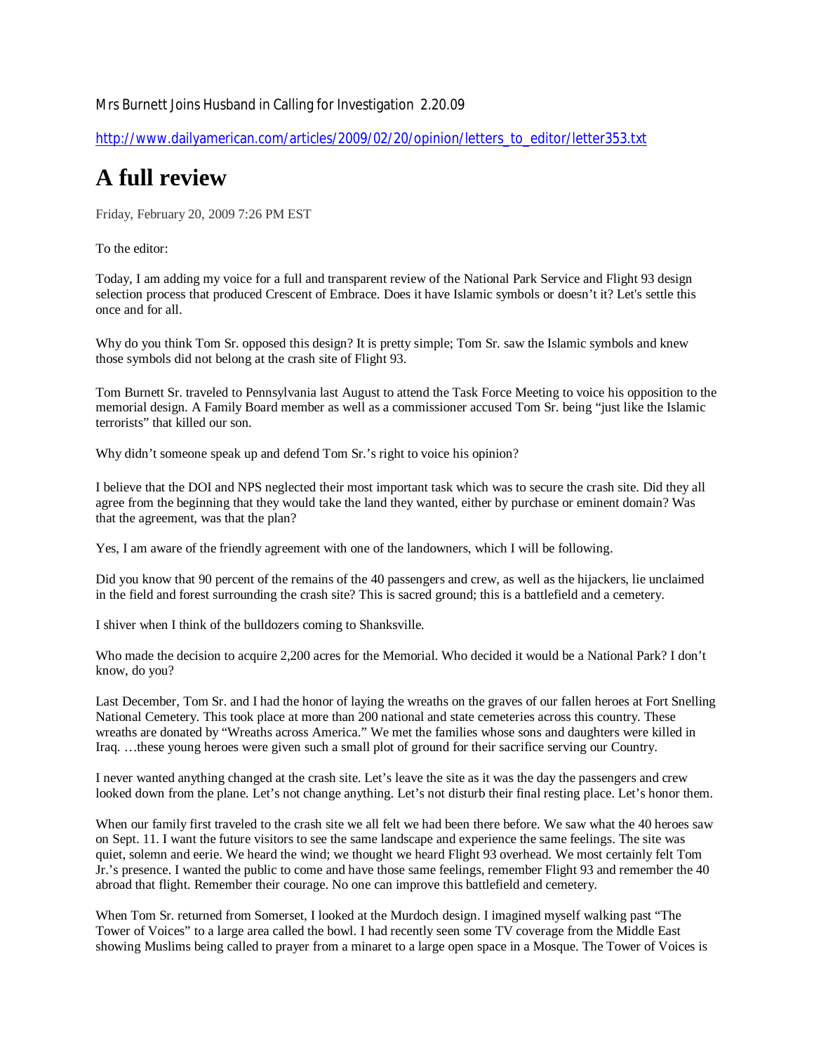Mrs Burnett Joins Husband in Calling for Investigation 2.20.09

http://www.dailyamerican.com/articles/2009/02/20/opinion/letters_to_editor/letter353.txt

# A full review

Friday, February 20, 2009 7:26 PM EST

To the editor:

Today, I am adding my voice for a full and transparent review of the National Park Service and Flight 93 design selection process that produced Crescent of Embrace. Does it have Islamic symbols or doesn't it? Let's settle this once and for all.

Why do you think Tom Sr. opposed this design? It is pretty simple; Tom Sr. saw the Islamic symbols and knew those symbols did not belong at the crash site of Flight 93.

Tom Burnett Sr. traveled to Pennsylvania last August to attend the Task Force Meeting to voice his opposition to the memorial design. A Family Board member as well as a commissioner accused Tom Sr. being "just like the Islamic terrorists" that killed our son.

Why didn't someone speak up and defend Tom Sr.'s right to voice his opinion?

I believe that the DOI and NPS neglected their most important task which was to secure the crash site. Did they all agree from the beginning that they would take the land they wanted, either by purchase or eminent domain? Was that the agreement, was that the plan?

Yes, I am aware of the friendly agreement with one of the landowners, which I will be following.

Did you know that 90 percent of the remains of the 40 passengers and crew, as well as the hijackers, lie unclaimed in the field and forest surrounding the crash site? This is sacred ground; this is a battlefield and a cemetery.

I shiver when I think of the bulldozers coming to Shanksville.

Who made the decision to acquire 2,200 acres for the Memorial. Who decided it would be a National Park? I don't know, do you?

Last December, Tom Sr. and I had the honor of laying the wreaths on the graves of our fallen heroes at Fort Snelling National Cemetery. This took place at more than 200 national and state cemeteries across this country. These wreaths are donated by "Wreaths across America." We met the families whose sons and daughters were killed in Iraq. …these young heroes were given such a small plot of ground for their sacrifice serving our Country.

I never wanted anything changed at the crash site. Let's leave the site as it was the day the passengers and crew looked down from the plane. Let's not change anything. Let's not disturb their final resting place. Let's honor them.

When our family first traveled to the crash site we all felt we had been there before. We saw what the 40 heroes saw on Sept. 11. I want the future visitors to see the same landscape and experience the same feelings. The site was quiet, solemn and eerie. We heard the wind; we thought we heard Flight 93 overhead. We most certainly felt Tom Jr.'s presence. I wanted the public to come and have those same feelings, remember Flight 93 and remember the 40 abroad that flight. Remember their courage. No one can improve this battlefield and cemetery.

When Tom Sr. returned from Somerset, I looked at the Murdoch design. I imagined myself walking past "The Tower of Voices" to a large area called the bowl. I had recently seen some TV coverage from the Middle East showing Muslims being called to prayer from a minaret to a large open space in a Mosque. The Tower of Voices is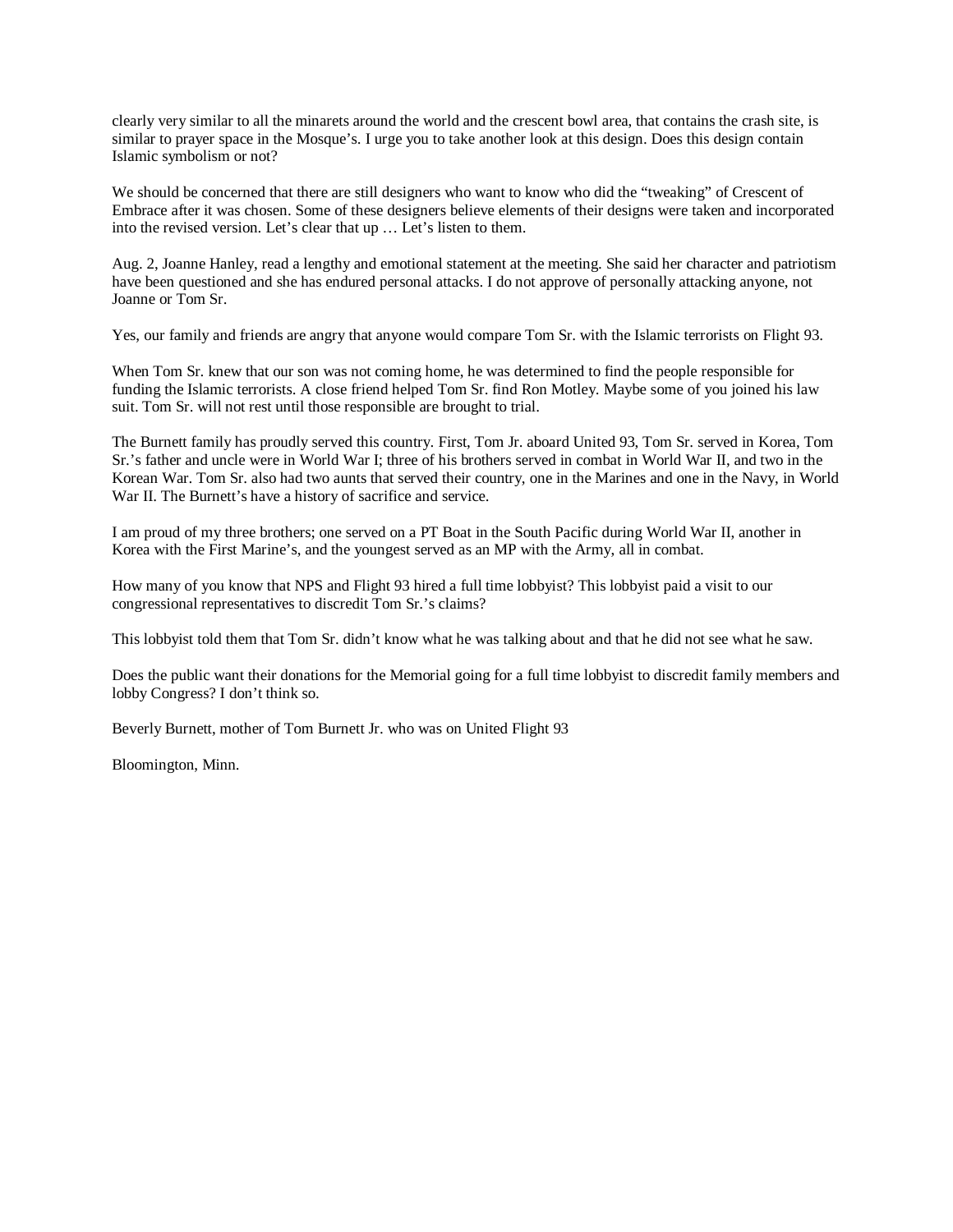clearly very similar to all the minarets around the world and the crescent bowl area, that contains the crash site, is similar to prayer space in the Mosque's. I urge you to take another look at this design. Does this design contain Islamic symbolism or not?

We should be concerned that there are still designers who want to know who did the "tweaking" of Crescent of Embrace after it was chosen. Some of these designers believe elements of their designs were taken and incorporated into the revised version. Let's clear that up … Let's listen to them.

Aug. 2, Joanne Hanley, read a lengthy and emotional statement at the meeting. She said her character and patriotism have been questioned and she has endured personal attacks. I do not approve of personally attacking anyone, not Joanne or Tom Sr.

Yes, our family and friends are angry that anyone would compare Tom Sr. with the Islamic terrorists on Flight 93.

When Tom Sr. knew that our son was not coming home, he was determined to find the people responsible for funding the Islamic terrorists. A close friend helped Tom Sr. find Ron Motley. Maybe some of you joined his law suit. Tom Sr. will not rest until those responsible are brought to trial.

The Burnett family has proudly served this country. First, Tom Jr. aboard United 93, Tom Sr. served in Korea, Tom Sr.'s father and uncle were in World War I; three of his brothers served in combat in World War II, and two in the Korean War. Tom Sr. also had two aunts that served their country, one in the Marines and one in the Navy, in World War II. The Burnett's have a history of sacrifice and service.

I am proud of my three brothers; one served on a PT Boat in the South Pacific during World War II, another in Korea with the First Marine's, and the youngest served as an MP with the Army, all in combat.

How many of you know that NPS and Flight 93 hired a full time lobbyist? This lobbyist paid a visit to our congressional representatives to discredit Tom Sr.'s claims?

This lobbyist told them that Tom Sr. didn't know what he was talking about and that he did not see what he saw.

Does the public want their donations for the Memorial going for a full time lobbyist to discredit family members and lobby Congress? I don't think so.

Beverly Burnett, mother of Tom Burnett Jr. who was on United Flight 93

Bloomington, Minn.